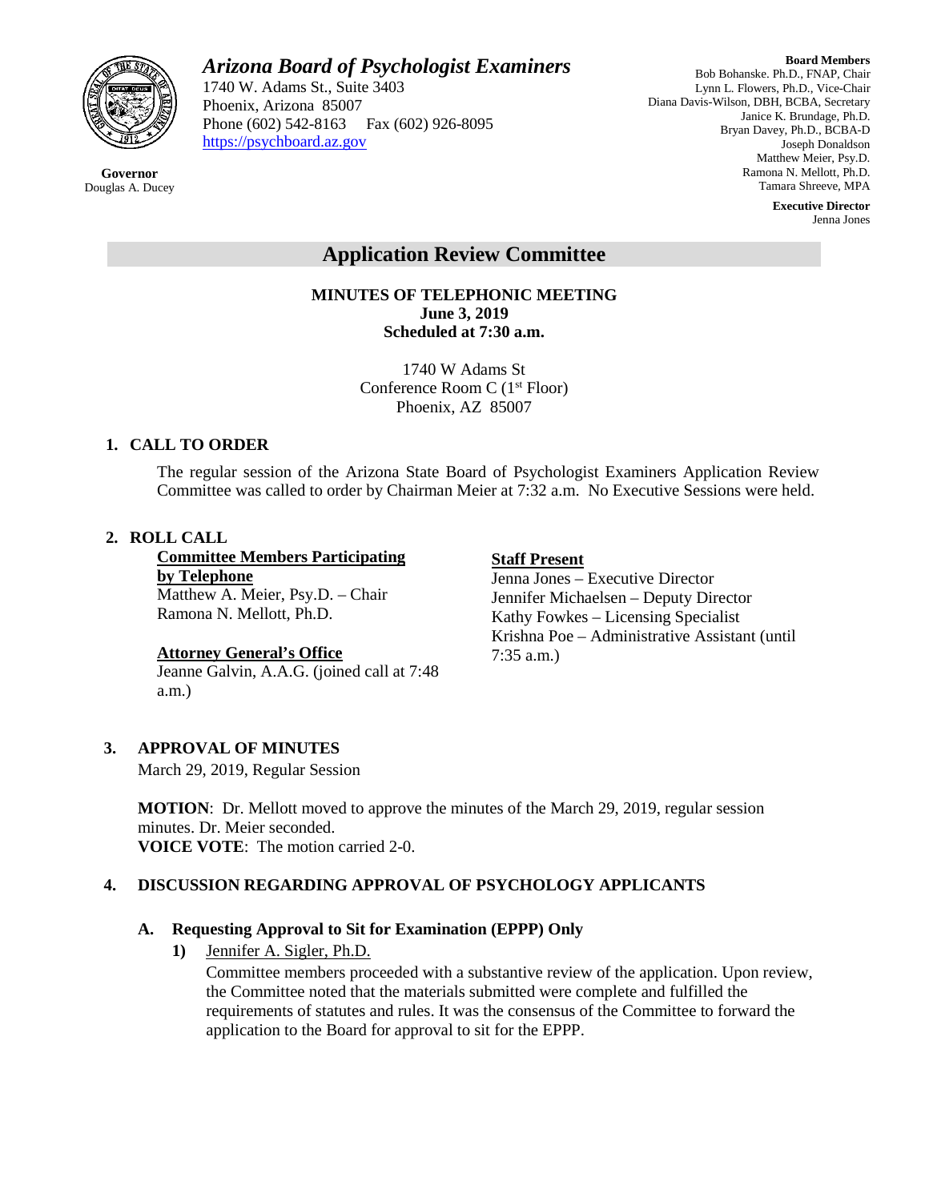# *Arizona Board of Psychologist Examiners*

1740 W. Adams St., Suite 3403
Phoenix, Arizona 85007
Phone (602) 542-8163 Fax (602) 926-8095
https://psychboard.az.gov

**Governor**
Douglas A. Ducey

**Board Members**
Bob Bohanske. Ph.D., FNAP, Chair
Lynn L. Flowers, Ph.D., Vice-Chair
Diana Davis-Wilson, DBH, BCBA, Secretary
Janice K. Brundage, Ph.D.
Bryan Davey, Ph.D., BCBA-D
Joseph Donaldson
Matthew Meier, Psy.D.
Ramona N. Mellott, Ph.D.
Tamara Shreeve, MPA

**Executive Director**
Jenna Jones

## Application Review Committee

**MINUTES OF TELEPHONIC MEETING**
**June 3, 2019**
**Scheduled at 7:30 a.m.**

1740 W Adams St
Conference Room C (1st Floor)
Phoenix, AZ 85007

### 1. CALL TO ORDER

The regular session of the Arizona State Board of Psychologist Examiners Application Review Committee was called to order by Chairman Meier at 7:32 a.m. No Executive Sessions were held.

### 2. ROLL CALL

**Committee Members Participating by Telephone**
Matthew A. Meier, Psy.D. – Chair
Ramona N. Mellott, Ph.D.

**Attorney General's Office**
Jeanne Galvin, A.A.G. (joined call at 7:48 a.m.)

**Staff Present**
Jenna Jones – Executive Director
Jennifer Michaelsen – Deputy Director
Kathy Fowkes – Licensing Specialist
Krishna Poe – Administrative Assistant (until 7:35 a.m.)

### 3. APPROVAL OF MINUTES

March 29, 2019, Regular Session

**MOTION**: Dr. Mellott moved to approve the minutes of the March 29, 2019, regular session minutes. Dr. Meier seconded.
**VOICE VOTE**: The motion carried 2-0.

### 4. DISCUSSION REGARDING APPROVAL OF PSYCHOLOGY APPLICANTS

#### A. Requesting Approval to Sit for Examination (EPPP) Only

**1)** Jennifer A. Sigler, Ph.D.

Committee members proceeded with a substantive review of the application. Upon review, the Committee noted that the materials submitted were complete and fulfilled the requirements of statutes and rules. It was the consensus of the Committee to forward the application to the Board for approval to sit for the EPPP.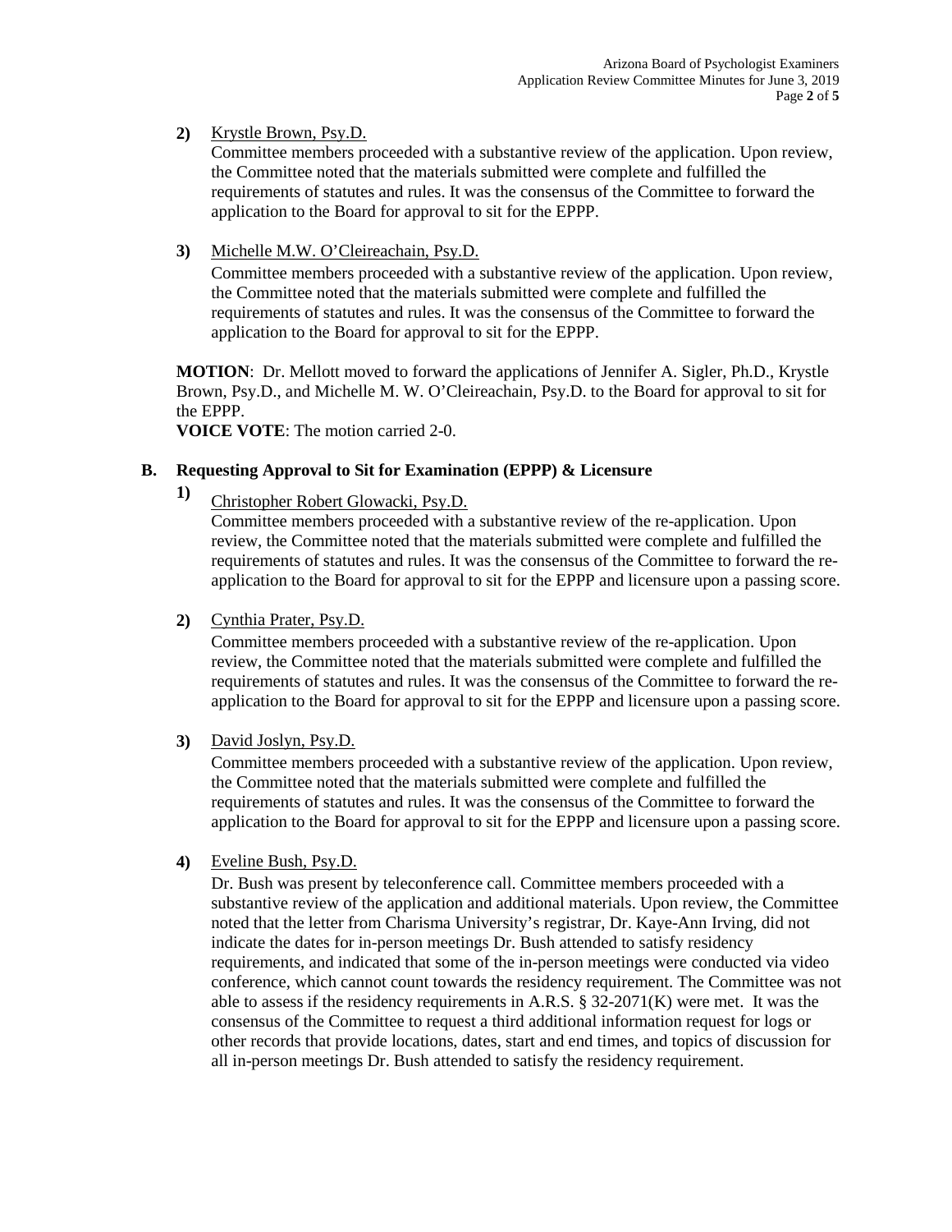2) Krystle Brown, Psy.D.

Committee members proceeded with a substantive review of the application. Upon review, the Committee noted that the materials submitted were complete and fulfilled the requirements of statutes and rules. It was the consensus of the Committee to forward the application to the Board for approval to sit for the EPPP.

3) Michelle M.W. O'Cleireachain, Psy.D.

Committee members proceeded with a substantive review of the application. Upon review, the Committee noted that the materials submitted were complete and fulfilled the requirements of statutes and rules. It was the consensus of the Committee to forward the application to the Board for approval to sit for the EPPP.

**MOTION**: Dr. Mellott moved to forward the applications of Jennifer A. Sigler, Ph.D., Krystle Brown, Psy.D., and Michelle M. W. O'Cleireachain, Psy.D. to the Board for approval to sit for the EPPP.

**VOICE VOTE**: The motion carried 2-0.

## B. Requesting Approval to Sit for Examination (EPPP) & Licensure

1) Christopher Robert Glowacki, Psy.D.

Committee members proceeded with a substantive review of the re-application. Upon review, the Committee noted that the materials submitted were complete and fulfilled the requirements of statutes and rules. It was the consensus of the Committee to forward the re-application to the Board for approval to sit for the EPPP and licensure upon a passing score.

2) Cynthia Prater, Psy.D.

Committee members proceeded with a substantive review of the re-application. Upon review, the Committee noted that the materials submitted were complete and fulfilled the requirements of statutes and rules. It was the consensus of the Committee to forward the re-application to the Board for approval to sit for the EPPP and licensure upon a passing score.

3) David Joslyn, Psy.D.

Committee members proceeded with a substantive review of the application. Upon review, the Committee noted that the materials submitted were complete and fulfilled the requirements of statutes and rules. It was the consensus of the Committee to forward the application to the Board for approval to sit for the EPPP and licensure upon a passing score.

4) Eveline Bush, Psy.D.

Dr. Bush was present by teleconference call. Committee members proceeded with a substantive review of the application and additional materials. Upon review, the Committee noted that the letter from Charisma University's registrar, Dr. Kaye-Ann Irving, did not indicate the dates for in-person meetings Dr. Bush attended to satisfy residency requirements, and indicated that some of the in-person meetings were conducted via video conference, which cannot count towards the residency requirement. The Committee was not able to assess if the residency requirements in A.R.S. § 32-2071(K) were met. It was the consensus of the Committee to request a third additional information request for logs or other records that provide locations, dates, start and end times, and topics of discussion for all in-person meetings Dr. Bush attended to satisfy the residency requirement.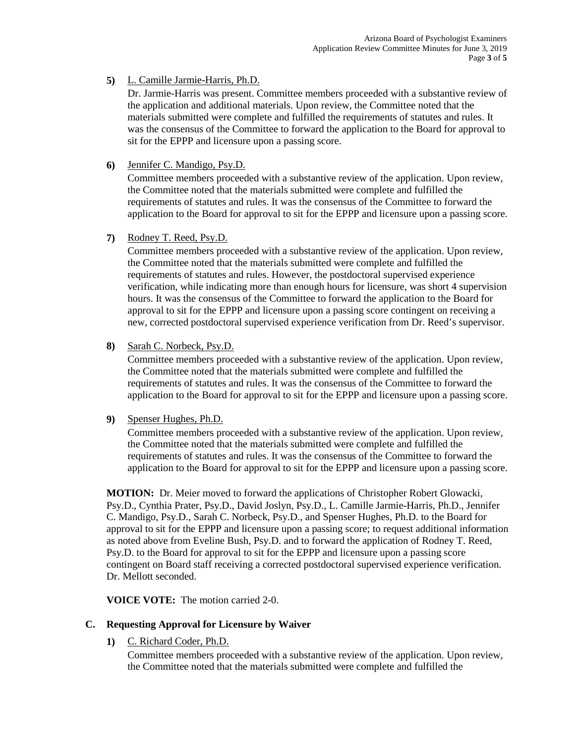**5)** L. Camille Jarmie-Harris, Ph.D.

Dr. Jarmie-Harris was present. Committee members proceeded with a substantive review of the application and additional materials. Upon review, the Committee noted that the materials submitted were complete and fulfilled the requirements of statutes and rules. It was the consensus of the Committee to forward the application to the Board for approval to sit for the EPPP and licensure upon a passing score.

**6)** Jennifer C. Mandigo, Psy.D.

Committee members proceeded with a substantive review of the application. Upon review, the Committee noted that the materials submitted were complete and fulfilled the requirements of statutes and rules. It was the consensus of the Committee to forward the application to the Board for approval to sit for the EPPP and licensure upon a passing score.

**7)** Rodney T. Reed, Psy.D.

Committee members proceeded with a substantive review of the application. Upon review, the Committee noted that the materials submitted were complete and fulfilled the requirements of statutes and rules. However, the postdoctoral supervised experience verification, while indicating more than enough hours for licensure, was short 4 supervision hours. It was the consensus of the Committee to forward the application to the Board for approval to sit for the EPPP and licensure upon a passing score contingent on receiving a new, corrected postdoctoral supervised experience verification from Dr. Reed's supervisor.

**8)** Sarah C. Norbeck, Psy.D.

Committee members proceeded with a substantive review of the application. Upon review, the Committee noted that the materials submitted were complete and fulfilled the requirements of statutes and rules. It was the consensus of the Committee to forward the application to the Board for approval to sit for the EPPP and licensure upon a passing score.

**9)** Spenser Hughes, Ph.D.

Committee members proceeded with a substantive review of the application. Upon review, the Committee noted that the materials submitted were complete and fulfilled the requirements of statutes and rules. It was the consensus of the Committee to forward the application to the Board for approval to sit for the EPPP and licensure upon a passing score.

**MOTION:** Dr. Meier moved to forward the applications of Christopher Robert Glowacki, Psy.D., Cynthia Prater, Psy.D., David Joslyn, Psy.D., L. Camille Jarmie-Harris, Ph.D., Jennifer C. Mandigo, Psy.D., Sarah C. Norbeck, Psy.D., and Spenser Hughes, Ph.D. to the Board for approval to sit for the EPPP and licensure upon a passing score; to request additional information as noted above from Eveline Bush, Psy.D. and to forward the application of Rodney T. Reed, Psy.D. to the Board for approval to sit for the EPPP and licensure upon a passing score contingent on Board staff receiving a corrected postdoctoral supervised experience verification. Dr. Mellott seconded.

**VOICE VOTE:** The motion carried 2-0.

## C. Requesting Approval for Licensure by Waiver

**1)** C. Richard Coder, Ph.D.

Committee members proceeded with a substantive review of the application. Upon review, the Committee noted that the materials submitted were complete and fulfilled the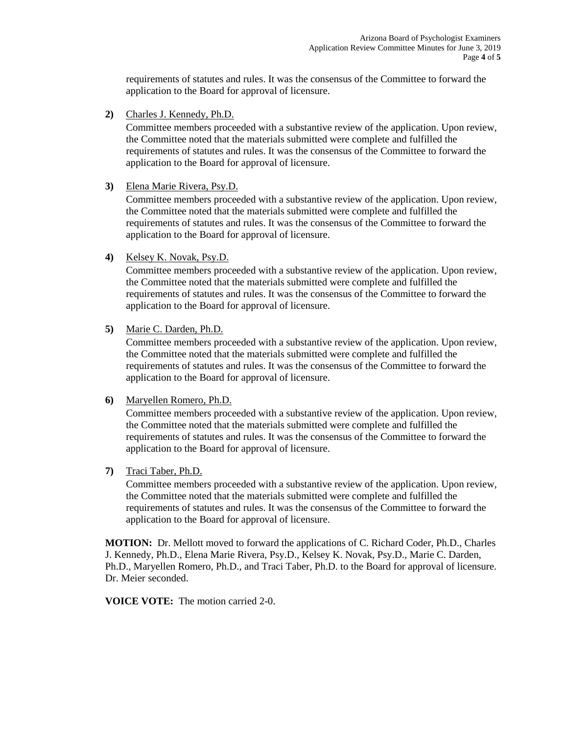requirements of statutes and rules. It was the consensus of the Committee to forward the application to the Board for approval of licensure.

**2)** Charles J. Kennedy, Ph.D.

Committee members proceeded with a substantive review of the application. Upon review, the Committee noted that the materials submitted were complete and fulfilled the requirements of statutes and rules. It was the consensus of the Committee to forward the application to the Board for approval of licensure.

**3)** Elena Marie Rivera, Psy.D.

Committee members proceeded with a substantive review of the application. Upon review, the Committee noted that the materials submitted were complete and fulfilled the requirements of statutes and rules. It was the consensus of the Committee to forward the application to the Board for approval of licensure.

**4)** Kelsey K. Novak, Psy.D.

Committee members proceeded with a substantive review of the application. Upon review, the Committee noted that the materials submitted were complete and fulfilled the requirements of statutes and rules. It was the consensus of the Committee to forward the application to the Board for approval of licensure.

**5)** Marie C. Darden, Ph.D.

Committee members proceeded with a substantive review of the application. Upon review, the Committee noted that the materials submitted were complete and fulfilled the requirements of statutes and rules. It was the consensus of the Committee to forward the application to the Board for approval of licensure.

**6)** Maryellen Romero, Ph.D.

Committee members proceeded with a substantive review of the application. Upon review, the Committee noted that the materials submitted were complete and fulfilled the requirements of statutes and rules. It was the consensus of the Committee to forward the application to the Board for approval of licensure.

**7)** Traci Taber, Ph.D.

Committee members proceeded with a substantive review of the application. Upon review, the Committee noted that the materials submitted were complete and fulfilled the requirements of statutes and rules. It was the consensus of the Committee to forward the application to the Board for approval of licensure.

**MOTION:** Dr. Mellott moved to forward the applications of C. Richard Coder, Ph.D., Charles J. Kennedy, Ph.D., Elena Marie Rivera, Psy.D., Kelsey K. Novak, Psy.D., Marie C. Darden, Ph.D., Maryellen Romero, Ph.D., and Traci Taber, Ph.D. to the Board for approval of licensure. Dr. Meier seconded.

**VOICE VOTE:** The motion carried 2-0.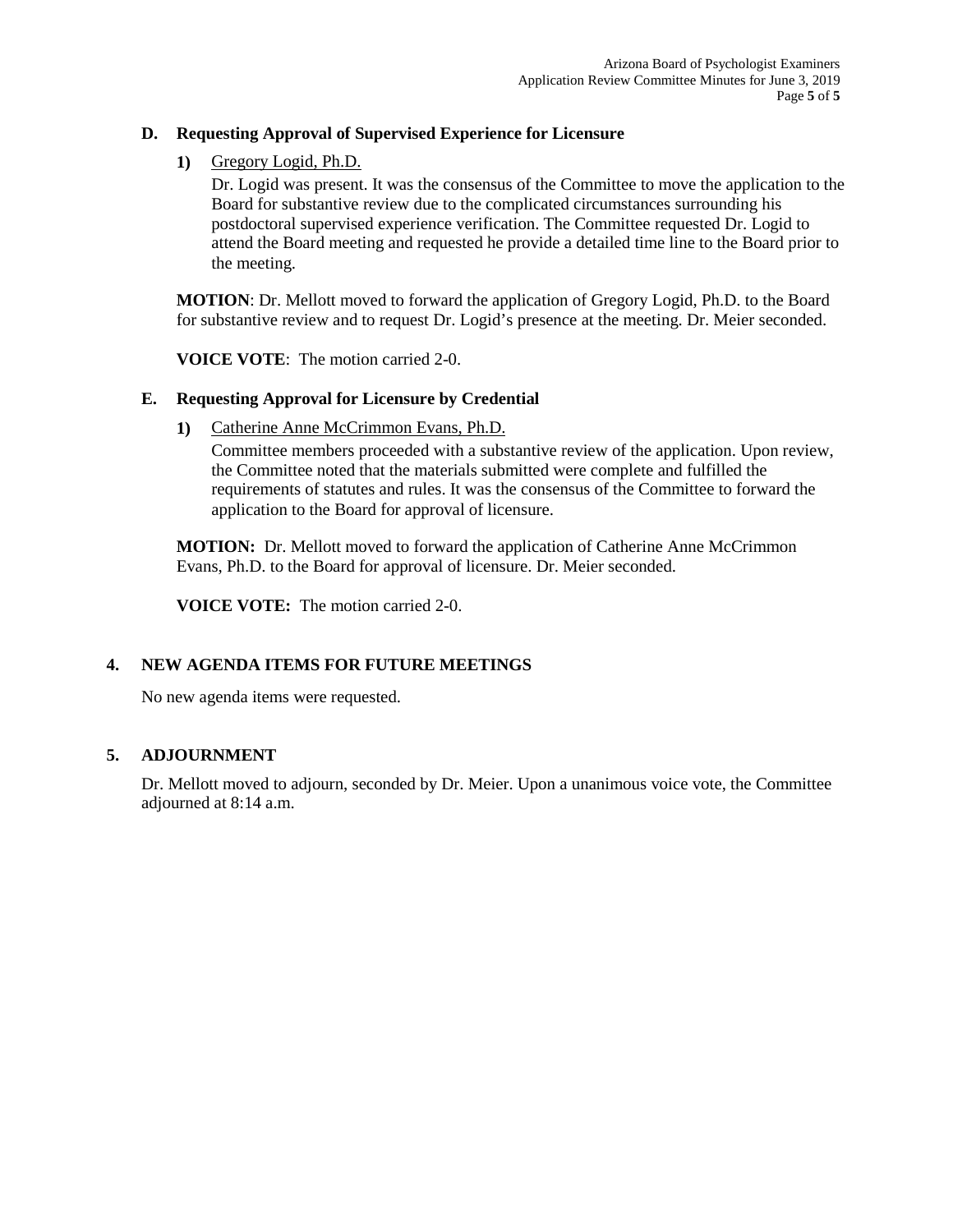### D. Requesting Approval of Supervised Experience for Licensure

**1)** Gregory Logid, Ph.D.

Dr. Logid was present. It was the consensus of the Committee to move the application to the Board for substantive review due to the complicated circumstances surrounding his postdoctoral supervised experience verification. The Committee requested Dr. Logid to attend the Board meeting and requested he provide a detailed time line to the Board prior to the meeting.

**MOTION**: Dr. Mellott moved to forward the application of Gregory Logid, Ph.D. to the Board for substantive review and to request Dr. Logid's presence at the meeting. Dr. Meier seconded.

**VOICE VOTE**: The motion carried 2-0.

### E. Requesting Approval for Licensure by Credential

**1)** Catherine Anne McCrimmon Evans, Ph.D.

Committee members proceeded with a substantive review of the application. Upon review, the Committee noted that the materials submitted were complete and fulfilled the requirements of statutes and rules. It was the consensus of the Committee to forward the application to the Board for approval of licensure.

**MOTION:** Dr. Mellott moved to forward the application of Catherine Anne McCrimmon Evans, Ph.D. to the Board for approval of licensure. Dr. Meier seconded.

**VOICE VOTE:** The motion carried 2-0.

## 4. NEW AGENDA ITEMS FOR FUTURE MEETINGS

No new agenda items were requested.

## 5. ADJOURNMENT

Dr. Mellott moved to adjourn, seconded by Dr. Meier. Upon a unanimous voice vote, the Committee adjourned at 8:14 a.m.